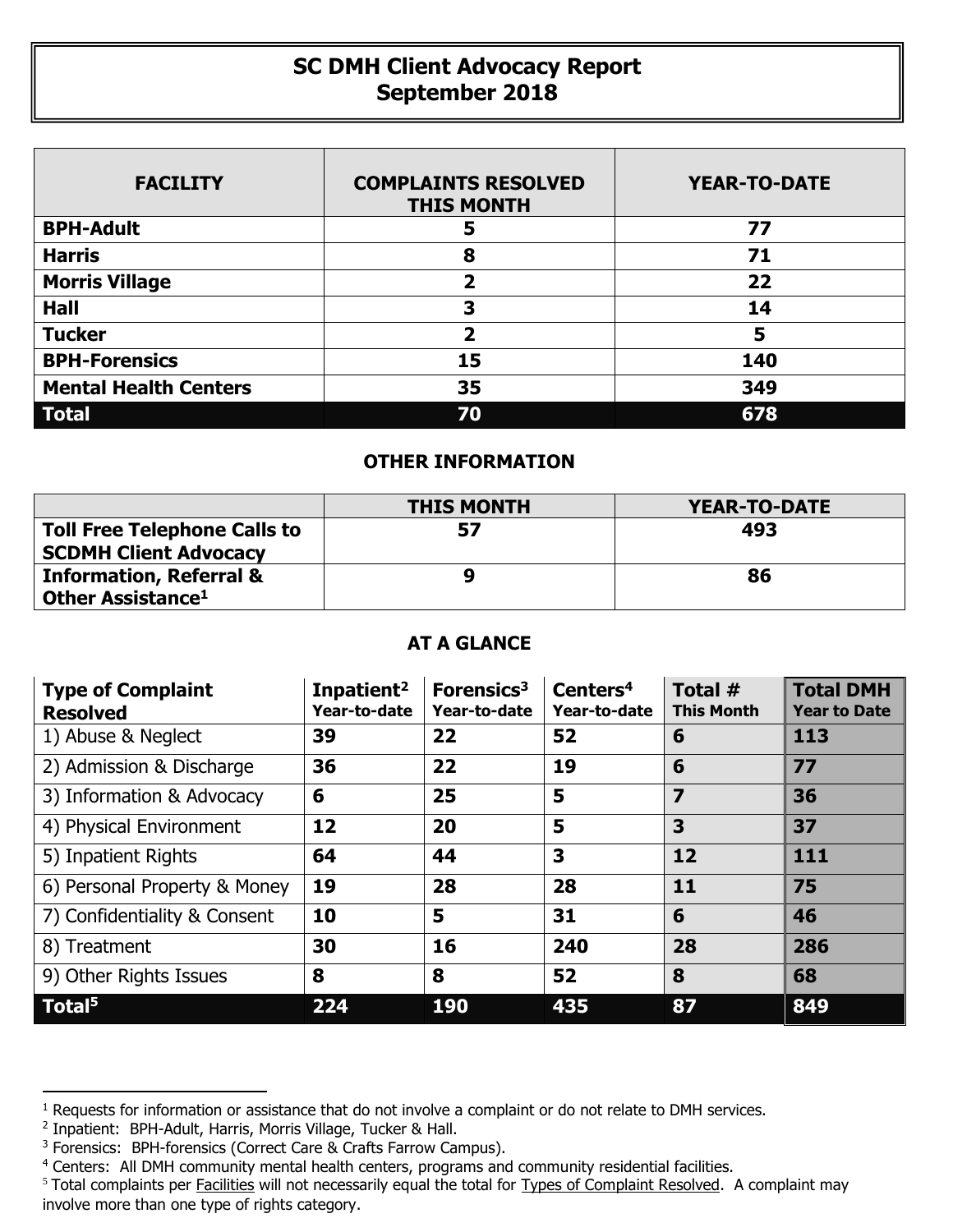# SC DMH Client Advocacy Report
# September 2018

| FACILITY | COMPLAINTS RESOLVED THIS MONTH | YEAR-TO-DATE |
|---|---|---|
| **BPH-Adult** | **5** | **77** |
| **Harris** | **8** | **71** |
| **Morris Village** | **2** | **22** |
| **Hall** | **3** | **14** |
| **Tucker** | **2** | **5** |
| **BPH-Forensics** | **15** | **140** |
| **Mental Health Centers** | **35** | **349** |
| **Total** | **70** | **678** |

## OTHER INFORMATION

| | THIS MONTH | YEAR-TO-DATE |
|---|---|---|
| **Toll Free Telephone Calls to SCDMH Client Advocacy** | **57** | **493** |
| **Information, Referral & Other Assistance[1]** | **9** | **86** |

## AT A GLANCE

| Type of Complaint Resolved | Inpatient[2] Year-to-date | Forensics[3] Year-to-date | Centers[4] Year-to-date | Total # This Month | Total DMH Year to Date |
|---|---|---|---|---|---|
| 1) Abuse & Neglect | **39** | **22** | **52** | **6** | **113** |
| 2) Admission & Discharge | **36** | **22** | **19** | **6** | **77** |
| 3) Information & Advocacy | **6** | **25** | **5** | **7** | **36** |
| 4) Physical Environment | **12** | **20** | **5** | **3** | **37** |
| 5) Inpatient Rights | **64** | **44** | **3** | **12** | **111** |
| 6) Personal Property & Money | **19** | **28** | **28** | **11** | **75** |
| 7) Confidentiality & Consent | **10** | **5** | **31** | **6** | **46** |
| 8) Treatment | **30** | **16** | **240** | **28** | **286** |
| 9) Other Rights Issues | **8** | **8** | **52** | **8** | **68** |
| **Total[5]** | **224** | **190** | **435** | **87** | **849** |

[1] Requests for information or assistance that do not involve a complaint or do not relate to DMH services.
[2] Inpatient: BPH-Adult, Harris, Morris Village, Tucker & Hall.
[3] Forensics: BPH-forensics (Correct Care & Crafts Farrow Campus).
[4] Centers: All DMH community mental health centers, programs and community residential facilities.
[5] Total complaints per Facilities will not necessarily equal the total for Types of Complaint Resolved. A complaint may involve more than one type of rights category.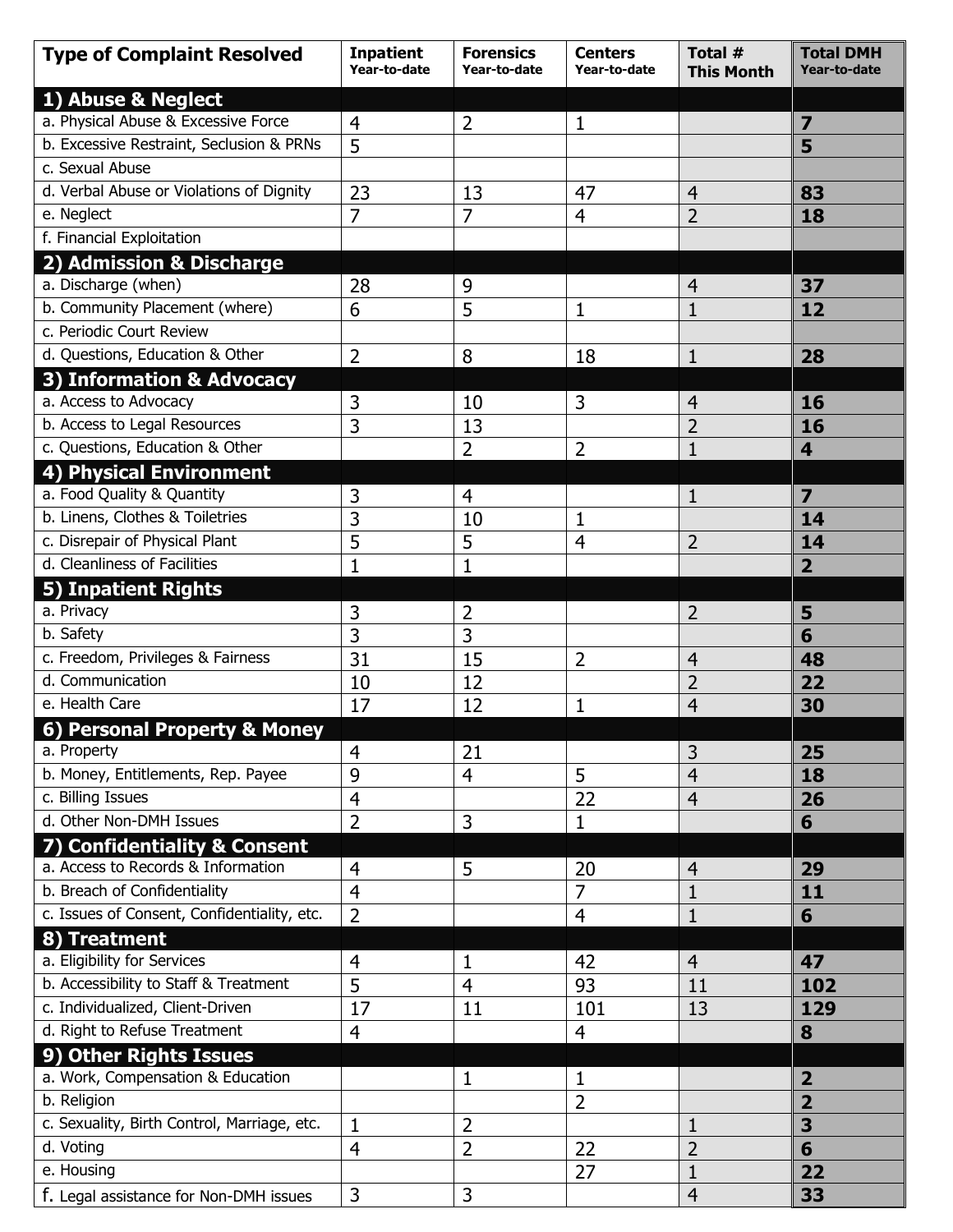| Type of Complaint Resolved | Inpatient Year-to-date | Forensics Year-to-date | Centers Year-to-date | Total # This Month | Total DMH Year-to-date |
|---|---|---|---|---|---|
| **1) Abuse & Neglect** | | | | | |
| a. Physical Abuse & Excessive Force | 4 | 2 | 1 | | **7** |
| b. Excessive Restraint, Seclusion & PRNs | 5 | | | | **5** |
| c. Sexual Abuse | | | | | |
| d. Verbal Abuse or Violations of Dignity | 23 | 13 | 47 | 4 | **83** |
| e. Neglect | 7 | 7 | 4 | 2 | **18** |
| f. Financial Exploitation | | | | | |
| **2) Admission & Discharge** | | | | | |
| a. Discharge (when) | 28 | 9 | | 4 | **37** |
| b. Community Placement (where) | 6 | 5 | 1 | 1 | **12** |
| c. Periodic Court Review | | | | | |
| d. Questions, Education & Other | 2 | 8 | 18 | 1 | **28** |
| **3) Information & Advocacy** | | | | | |
| a. Access to Advocacy | 3 | 10 | 3 | 4 | **16** |
| b. Access to Legal Resources | 3 | 13 | | 2 | **16** |
| c. Questions, Education & Other | | 2 | 2 | 1 | **4** |
| **4) Physical Environment** | | | | | |
| a. Food Quality & Quantity | 3 | 4 | | 1 | **7** |
| b. Linens, Clothes & Toiletries | 3 | 10 | 1 | | **14** |
| c. Disrepair of Physical Plant | 5 | 5 | 4 | 2 | **14** |
| d. Cleanliness of Facilities | 1 | 1 | | | **2** |
| **5) Inpatient Rights** | | | | | |
| a. Privacy | 3 | 2 | | 2 | **5** |
| b. Safety | 3 | 3 | | | **6** |
| c. Freedom, Privileges & Fairness | 31 | 15 | 2 | 4 | **48** |
| d. Communication | 10 | 12 | | 2 | **22** |
| e. Health Care | 17 | 12 | 1 | 4 | **30** |
| **6) Personal Property & Money** | | | | | |
| a. Property | 4 | 21 | | 3 | **25** |
| b. Money, Entitlements, Rep. Payee | 9 | 4 | 5 | 4 | **18** |
| c. Billing Issues | 4 | | 22 | 4 | **26** |
| d. Other Non-DMH Issues | 2 | 3 | 1 | | **6** |
| **7) Confidentiality & Consent** | | | | | |
| a. Access to Records & Information | 4 | 5 | 20 | 4 | **29** |
| b. Breach of Confidentiality | 4 | | 7 | 1 | **11** |
| c. Issues of Consent, Confidentiality, etc. | 2 | | 4 | 1 | **6** |
| **8) Treatment** | | | | | |
| a. Eligibility for Services | 4 | 1 | 42 | 4 | **47** |
| b. Accessibility to Staff & Treatment | 5 | 4 | 93 | 11 | **102** |
| c. Individualized, Client-Driven | 17 | 11 | 101 | 13 | **129** |
| d. Right to Refuse Treatment | 4 | | 4 | | **8** |
| **9) Other Rights Issues** | | | | | |
| a. Work, Compensation & Education | | 1 | 1 | | **2** |
| b. Religion | | | 2 | | **2** |
| c. Sexuality, Birth Control, Marriage, etc. | 1 | 2 | | 1 | **3** |
| d. Voting | 4 | 2 | 22 | 2 | **6** |
| e. Housing | | | 27 | 1 | **22** |
| f. Legal assistance for Non-DMH issues | 3 | 3 | | 4 | **33** |